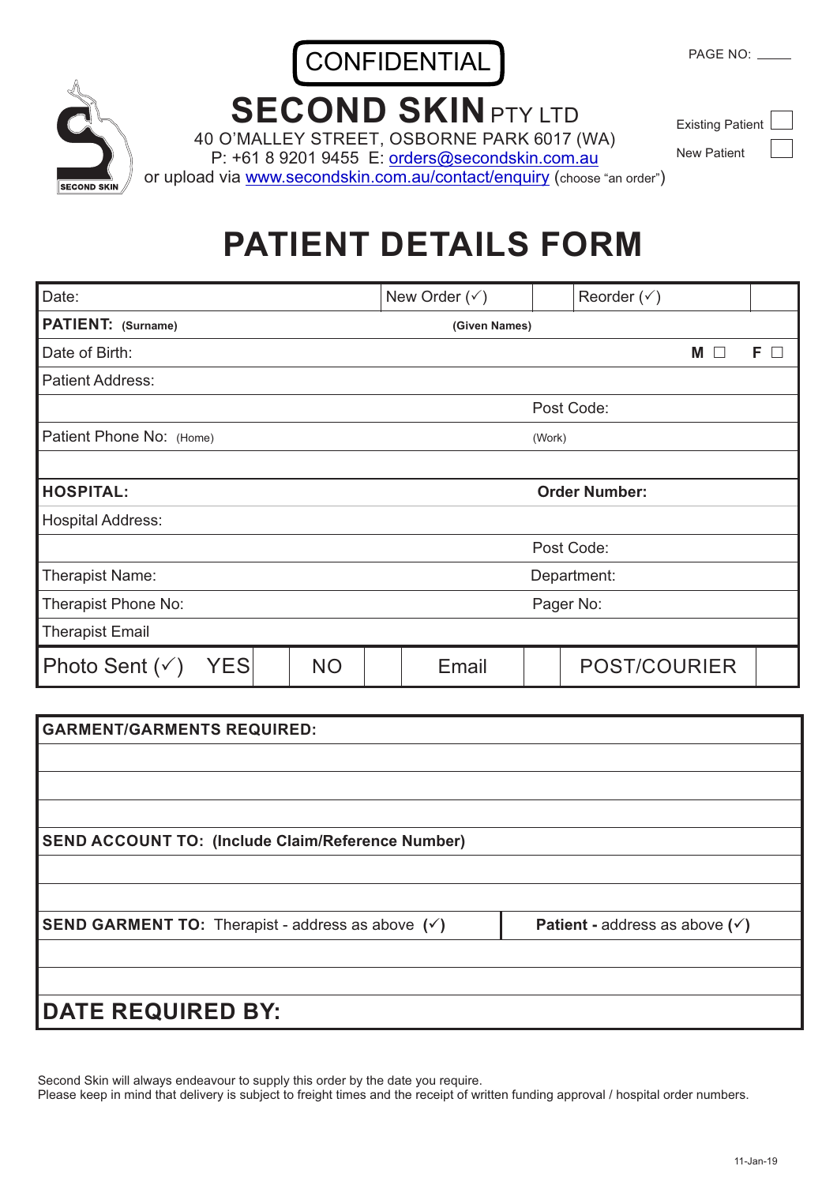CONFIDENTIAL

PAGE NO: ____

# SECOND SKIN PTY LTD

40 O'MALLEY STREET, OSBORNE PARK 6017 (WA)
P: +61 8 9201 9455 E: orders@secondskin.com.au
or upload via www.secondskin.com.au/contact/enquiry (choose "an order")

Existing Patient ☐
New Patient ☐

# PATIENT DETAILS FORM

| Date: | New Order (✓) | | Reorder (✓) | |
|---|---|---|---|---|
| **PATIENT: (Surname)** | **(Given Names)** | | | |
| Date of Birth: | | | **M** ☐ | **F** ☐ |
| Patient Address: | | | | |
| | Post Code: | | | |
| Patient Phone No: (Home) | (Work) | | | |
| | | | | |
| **HOSPITAL:** | **Order Number:** | | | |
| Hospital Address: | | | | |
| | Post Code: | | | |
| Therapist Name: | Department: | | | |
| Therapist Phone No: | Pager No: | | | |
| Therapist Email | | | | |

| Photo Sent (✓) YES | | NO | | Email | | POST/COURIER | |
|---|---|---|---|---|---|---|---|

| **GARMENT/GARMENTS REQUIRED:** | |
|---|---|
| | |
| | |
| | |
| **SEND ACCOUNT TO: (Include Claim/Reference Number)** | |
| | |
| | |
| **SEND GARMENT TO:** Therapist - address as above (✓) | **Patient -** address as above (✓) |
| | |
| | |
| **DATE REQUIRED BY:** | |

Second Skin will always endeavour to supply this order by the date you require.
Please keep in mind that delivery is subject to freight times and the receipt of written funding approval / hospital order numbers.

11-Jan-19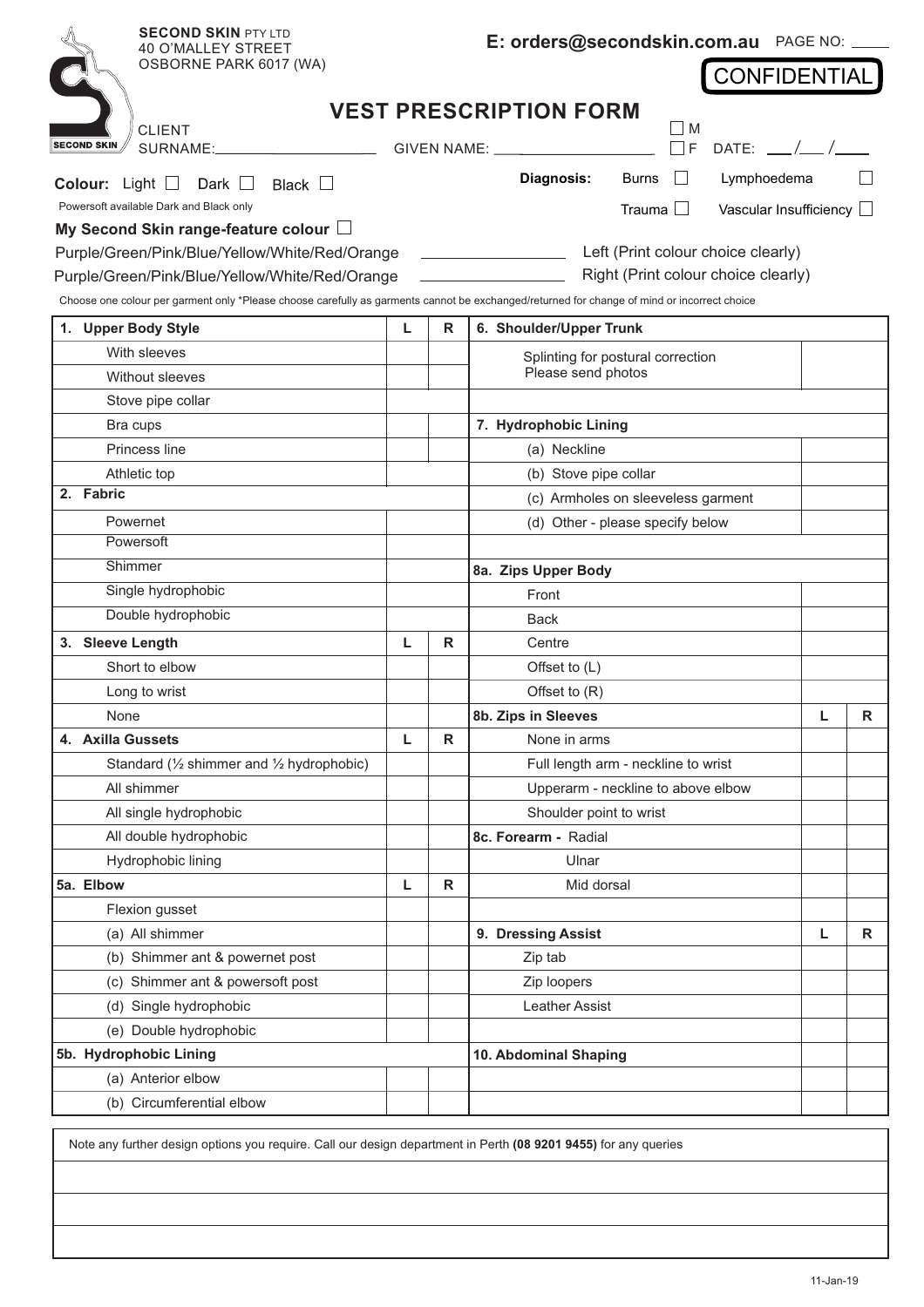**SECOND SKIN** PTY LTD
40 O'MALLEY STREET
OSBORNE PARK 6017 (WA)

**E: orders@secondskin.com.au** PAGE NO: _____

CONFIDENTIAL

# VEST PRESCRIPTION FORM

CLIENT SURNAME: ____________ GIVEN NAME: ____________ ☐ M ☐ F DATE: ___/___/____

**Colour:** Light ☐ Dark ☐ Black ☐
Powersoft available Dark and Black only

**Diagnosis:** Burns ☐ Lymphoedema ☐ Trauma ☐ Vascular Insufficiency ☐

**My Second Skin range-feature colour** ☐

Purple/Green/Pink/Blue/Yellow/White/Red/Orange ____________ Left (Print colour choice clearly)
Purple/Green/Pink/Blue/Yellow/White/Red/Orange ____________ Right (Print colour choice clearly)

Choose one colour per garment only *Please choose carefully as garments cannot be exchanged/returned for change of mind or incorrect choice

| 1. Upper Body Style | L | R | 6. Shoulder/Upper Trunk | | |
|---|---|---|---|---|---|
| With sleeves | | | Splinting for postural correction Please send photos | | |
| Without sleeves | | | | | |
| Stove pipe collar | | | | | |
| Bra cups | | | **7. Hydrophobic Lining** | | |
| Princess line | | | (a) Neckline | | |
| Athletic top | | | (b) Stove pipe collar | | |
| **2. Fabric** | | | (c) Armholes on sleeveless garment | | |
| Powernet | | | (d) Other - please specify below | | |
| Powersoft | | | | | |
| Shimmer | | | **8a. Zips Upper Body** | | |
| Single hydrophobic | | | Front | | |
| Double hydrophobic | | | Back | | |
| **3. Sleeve Length** | **L** | **R** | Centre | | |
| Short to elbow | | | Offset to (L) | | |
| Long to wrist | | | Offset to (R) | | |
| None | | | **8b. Zips in Sleeves** | **L** | **R** |
| **4. Axilla Gussets** | **L** | **R** | None in arms | | |
| Standard (½ shimmer and ½ hydrophobic) | | | Full length arm - neckline to wrist | | |
| All shimmer | | | Upperarm - neckline to above elbow | | |
| All single hydrophobic | | | Shoulder point to wrist | | |
| All double hydrophobic | | | **8c. Forearm -** Radial | | |
| Hydrophobic lining | | | Ulnar | | |
| **5a. Elbow** | **L** | **R** | Mid dorsal | | |
| Flexion gusset | | | | | |
| (a) All shimmer | | | **9. Dressing Assist** | **L** | **R** |
| (b) Shimmer ant & powernet post | | | Zip tab | | |
| (c) Shimmer ant & powersoft post | | | Zip loopers | | |
| (d) Single hydrophobic | | | Leather Assist | | |
| (e) Double hydrophobic | | | | | |
| **5b. Hydrophobic Lining** | | | **10. Abdominal Shaping** | | |
| (a) Anterior elbow | | | | | |
| (b) Circumferential elbow | | | | | |

Note any further design options you require. Call our design department in Perth **(08 9201 9455)** for any queries

11-Jan-19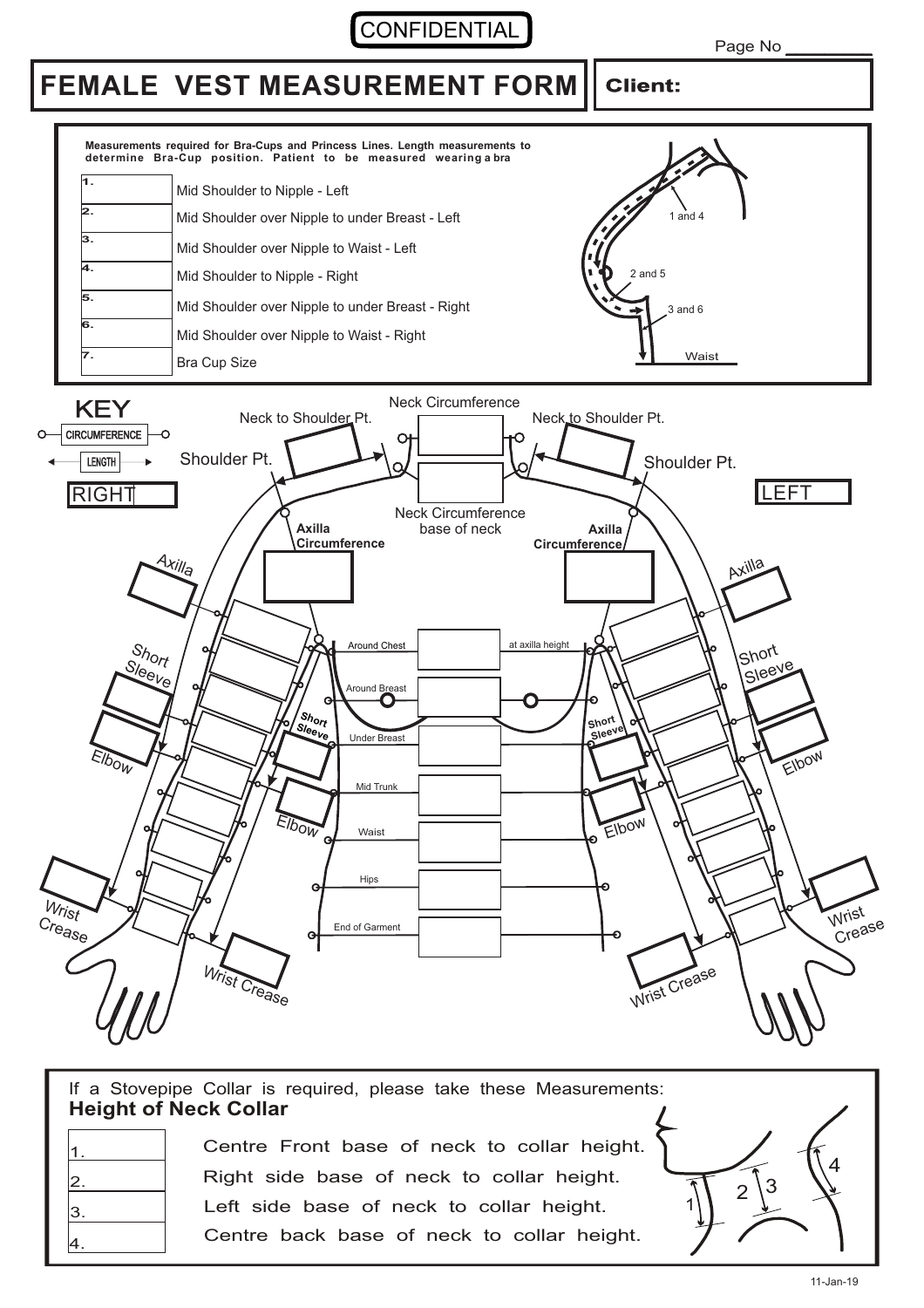CONFIDENTIAL

Page No ________

# FEMALE VEST MEASUREMENT FORM

**Client:**

**Measurements required for Bra-Cups and Princess Lines. Length measurements to determine Bra-Cup position. Patient to be measured wearing a bra**

| No. | Measurement |
|---|---|
| 1. | Mid Shoulder to Nipple - Left |
| 2. | Mid Shoulder over Nipple to under Breast - Left |
| 3. | Mid Shoulder over Nipple to Waist - Left |
| 4. | Mid Shoulder to Nipple - Right |
| 5. | Mid Shoulder over Nipple to under Breast - Right |
| 6. | Mid Shoulder over Nipple to Waist - Right |
| 7. | Bra Cup Size |

1 and 4

2 and 5

3 and 6

Waist

## KEY

CIRCUMFERENCE

LENGTH

RIGHT

LEFT

Neck Circumference

Neck to Shoulder Pt.

Neck to Shoulder Pt.

Shoulder Pt.

Shoulder Pt.

Neck Circumference base of neck

Axilla Circumference

Axilla Circumference

Axilla

Axilla

Around Chest — at axilla height

Around Breast

Under Breast

Mid Trunk

Waist

Hips

End of Garment

Short Sleeve

Short Sleeve

Short Sleeve

Short Sleeve

Elbow

Elbow

Elbow

Elbow

Wrist Crease

Wrist Crease

Wrist Crease

Wrist Crease

If a Stovepipe Collar is required, please take these Measurements:

**Height of Neck Collar**

| No. | Measurement |
|---|---|
| 1. | Centre Front base of neck to collar height. |
| 2. | Right side base of neck to collar height. |
| 3. | Left side base of neck to collar height. |
| 4. | Centre back base of neck to collar height. |

11-Jan-19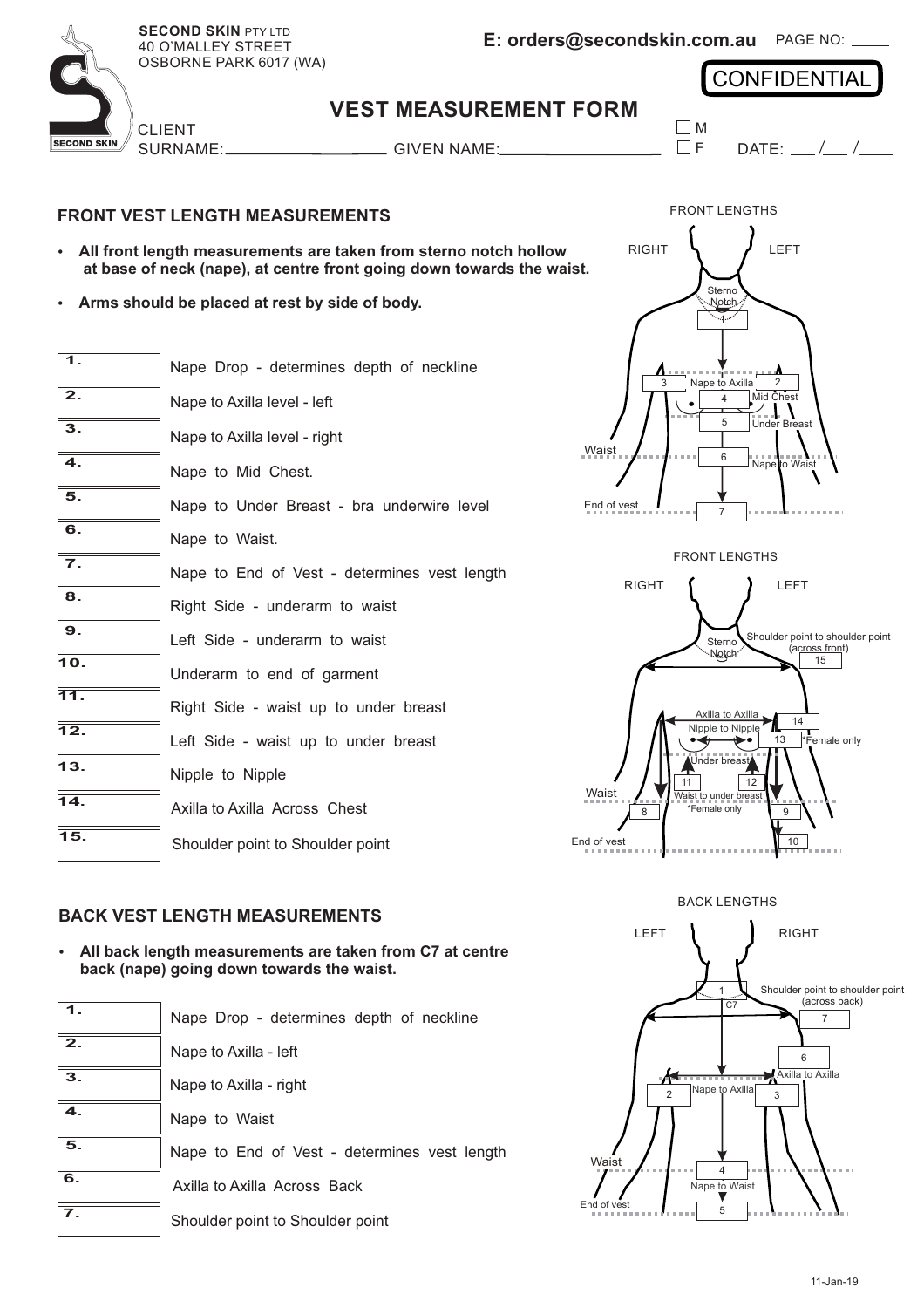**SECOND SKIN** PTY LTD
40 O'MALLEY STREET
OSBORNE PARK 6017 (WA)

**E: orders@secondskin.com.au** PAGE NO: ____

CONFIDENTIAL

# VEST MEASUREMENT FORM

CLIENT
SURNAME: ______________ GIVEN NAME: ______________ ☐ M ☐ F DATE: ___/___/____

## FRONT VEST LENGTH MEASUREMENTS

- **All front length measurements are taken from sterno notch hollow at base of neck (nape), at centre front going down towards the waist.**
- **Arms should be placed at rest by side of body.**

| | |
|---|---|
| 1. | Nape Drop - determines depth of neckline |
| 2. | Nape to Axilla level - left |
| 3. | Nape to Axilla level - right |
| 4. | Nape to Mid Chest. |
| 5. | Nape to Under Breast - bra underwire level |
| 6. | Nape to Waist. |
| 7. | Nape to End of Vest - determines vest length |
| 8. | Right Side - underarm to waist |
| 9. | Left Side - underarm to waist |
| 10. | Underarm to end of garment |
| 11. | Right Side - waist up to under breast |
| 12. | Left Side - waist up to under breast |
| 13. | Nipple to Nipple |
| 14. | Axilla to Axilla Across Chest |
| 15. | Shoulder point to Shoulder point |

FRONT LENGTHS
RIGHT
LEFT
Sterno Notch
1
3
Nape to Axilla
2
4
Mid Chest
5
Under Breast
Waist
6
Nape to Waist
End of vest
7

FRONT LENGTHS
RIGHT
LEFT
Sterno Notch
Shoulder point to shoulder point (across front)
15
Axilla to Axilla
14
Nipple to Nipple
13
*Female only
Under breast
11
12
Waist
Waist to under breast
*Female only
8
9
End of vest
10

## BACK VEST LENGTH MEASUREMENTS

- **All back length measurements are taken from C7 at centre back (nape) going down towards the waist.**

| | |
|---|---|
| 1. | Nape Drop - determines depth of neckline |
| 2. | Nape to Axilla - left |
| 3. | Nape to Axilla - right |
| 4. | Nape to Waist |
| 5. | Nape to End of Vest - determines vest length |
| 6. | Axilla to Axilla Across Back |
| 7. | Shoulder point to Shoulder point |

BACK LENGTHS
LEFT
RIGHT
1
C7
Shoulder point to shoulder point (across back)
7
6
Axilla to Axilla
2
Nape to Axilla
3
Waist
4
Nape to Waist
End of vest
5

11-Jan-19